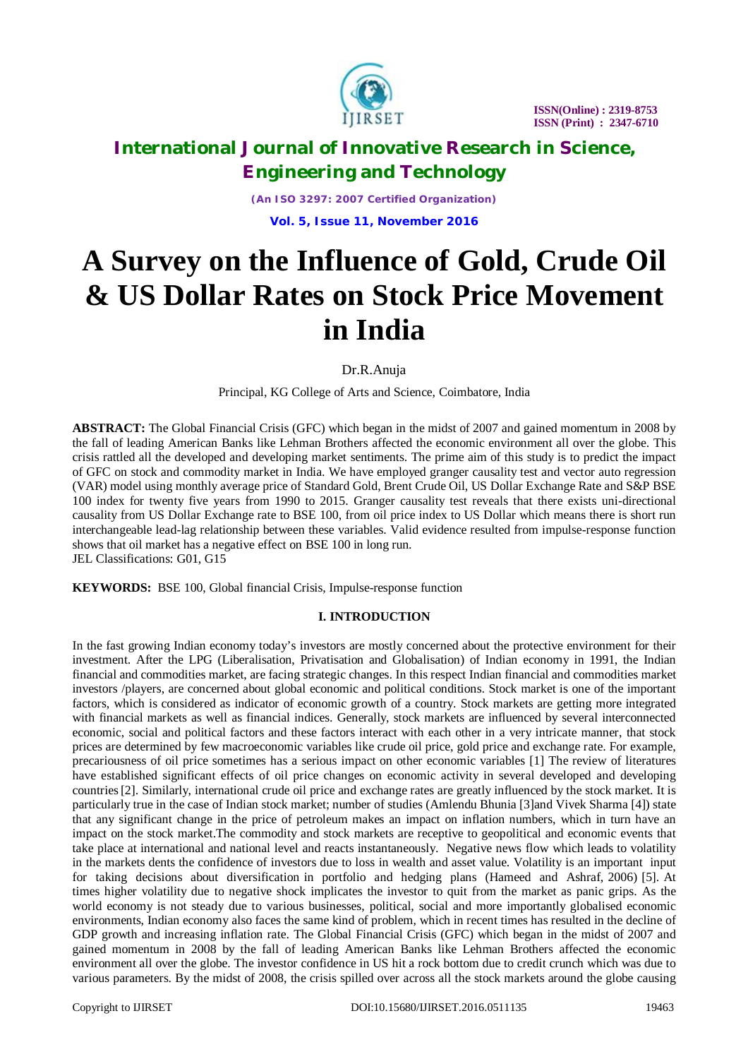# A Survey on the Influence of Gold, Crude Oil & US Dollar Rates on Stock Price Movement in India

Dr.R.Anuja

Principal, KG College of Arts and Science, Coimbatore, India

**ABSTRACT:** The Global Financial Crisis (GFC) which began in the midst of 2007 and gained momentum in 2008 by the fall of leading American Banks like Lehman Brothers affected the economic environment all over the globe. This crisis rattled all the developed and developing market sentiments. The prime aim of this study is to predict the impact of GFC on stock and commodity market in India. We have employed granger causality test and vector auto regression (VAR) model using monthly average price of Standard Gold, Brent Crude Oil, US Dollar Exchange Rate and S&P BSE 100 index for twenty five years from 1990 to 2015. Granger causality test reveals that there exists uni-directional causality from US Dollar Exchange rate to BSE 100, from oil price index to US Dollar which means there is short run interchangeable lead-lag relationship between these variables. Valid evidence resulted from impulse-response function shows that oil market has a negative effect on BSE 100 in long run.
JEL Classifications: G01, G15

**KEYWORDS:** BSE 100, Global financial Crisis, Impulse-response function

## I. INTRODUCTION

In the fast growing Indian economy today's investors are mostly concerned about the protective environment for their investment. After the LPG (Liberalisation, Privatisation and Globalisation) of Indian economy in 1991, the Indian financial and commodities market, are facing strategic changes. In this respect Indian financial and commodities market investors /players, are concerned about global economic and political conditions. Stock market is one of the important factors, which is considered as indicator of economic growth of a country. Stock markets are getting more integrated with financial markets as well as financial indices. Generally, stock markets are influenced by several interconnected economic, social and political factors and these factors interact with each other in a very intricate manner, that stock prices are determined by few macroeconomic variables like crude oil price, gold price and exchange rate. For example, precariousness of oil price sometimes has a serious impact on other economic variables [1] The review of literatures have established significant effects of oil price changes on economic activity in several developed and developing countries [2]. Similarly, international crude oil price and exchange rates are greatly influenced by the stock market. It is particularly true in the case of Indian stock market; number of studies (Amlendu Bhunia [3]and Vivek Sharma [4]) state that any significant change in the price of petroleum makes an impact on inflation numbers, which in turn have an impact on the stock market.The commodity and stock markets are receptive to geopolitical and economic events that take place at international and national level and reacts instantaneously. Negative news flow which leads to volatility in the markets dents the confidence of investors due to loss in wealth and asset value. Volatility is an important input for taking decisions about diversification in portfolio and hedging plans (Hameed and Ashraf, 2006) [5]. At times higher volatility due to negative shock implicates the investor to quit from the market as panic grips. As the world economy is not steady due to various businesses, political, social and more importantly globalised economic environments, Indian economy also faces the same kind of problem, which in recent times has resulted in the decline of GDP growth and increasing inflation rate. The Global Financial Crisis (GFC) which began in the midst of 2007 and gained momentum in 2008 by the fall of leading American Banks like Lehman Brothers affected the economic environment all over the globe. The investor confidence in US hit a rock bottom due to credit crunch which was due to various parameters. By the midst of 2008, the crisis spilled over across all the stock markets around the globe causing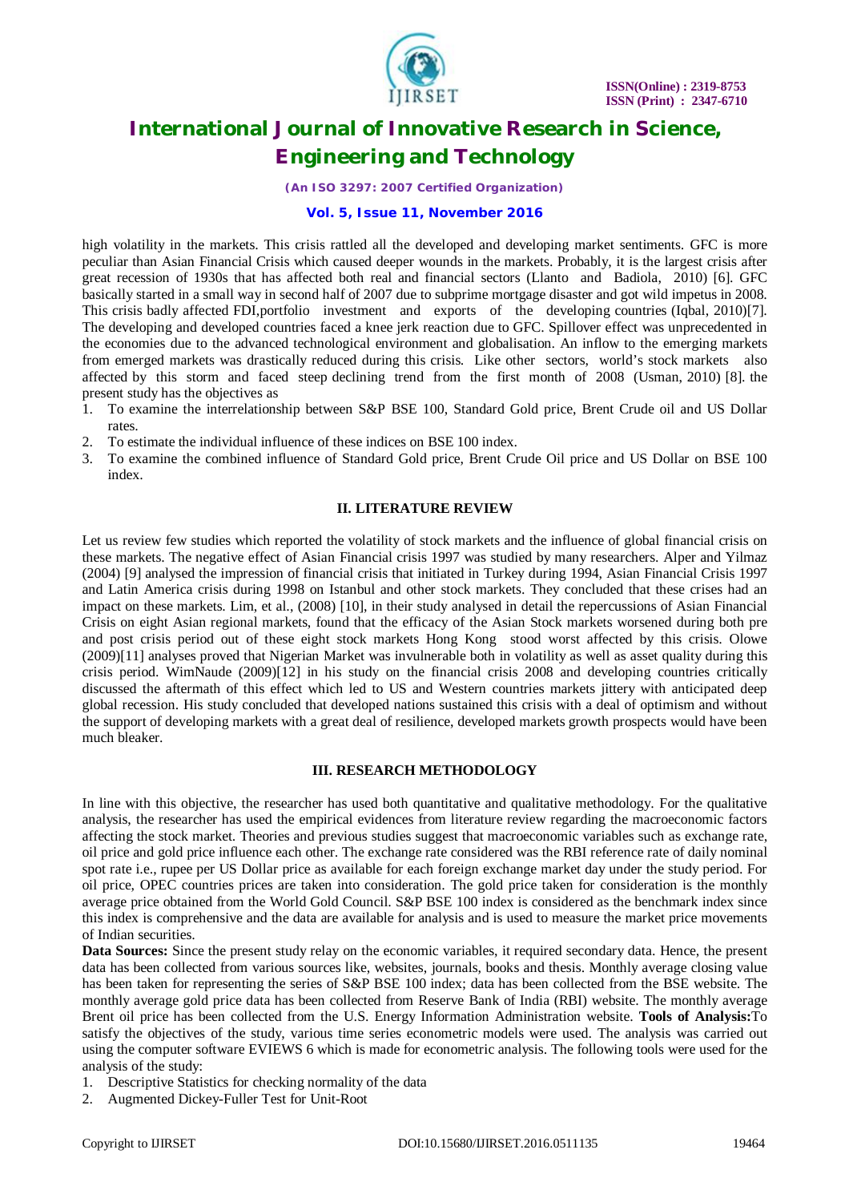high volatility in the markets. This crisis rattled all the developed and developing market sentiments. GFC is more peculiar than Asian Financial Crisis which caused deeper wounds in the markets. Probably, it is the largest crisis after great recession of 1930s that has affected both real and financial sectors (Llanto and Badiola, 2010) [6]. GFC basically started in a small way in second half of 2007 due to subprime mortgage disaster and got wild impetus in 2008. This crisis badly affected FDI,portfolio investment and exports of the developing countries (Iqbal, 2010)[7]. The developing and developed countries faced a knee jerk reaction due to GFC. Spillover effect was unprecedented in the economies due to the advanced technological environment and globalisation. An inflow to the emerging markets from emerged markets was drastically reduced during this crisis. Like other sectors, world's stock markets also affected by this storm and faced steep declining trend from the first month of 2008 (Usman, 2010) [8]. the present study has the objectives as

1. To examine the interrelationship between S&P BSE 100, Standard Gold price, Brent Crude oil and US Dollar rates.
2. To estimate the individual influence of these indices on BSE 100 index.
3. To examine the combined influence of Standard Gold price, Brent Crude Oil price and US Dollar on BSE 100 index.

## II. LITERATURE REVIEW

Let us review few studies which reported the volatility of stock markets and the influence of global financial crisis on these markets. The negative effect of Asian Financial crisis 1997 was studied by many researchers. Alper and Yilmaz (2004) [9] analysed the impression of financial crisis that initiated in Turkey during 1994, Asian Financial Crisis 1997 and Latin America crisis during 1998 on Istanbul and other stock markets. They concluded that these crises had an impact on these markets. Lim, et al., (2008) [10], in their study analysed in detail the repercussions of Asian Financial Crisis on eight Asian regional markets, found that the efficacy of the Asian Stock markets worsened during both pre and post crisis period out of these eight stock markets Hong Kong stood worst affected by this crisis. Olowe (2009)[11] analyses proved that Nigerian Market was invulnerable both in volatility as well as asset quality during this crisis period. WimNaude (2009)[12] in his study on the financial crisis 2008 and developing countries critically discussed the aftermath of this effect which led to US and Western countries markets jittery with anticipated deep global recession. His study concluded that developed nations sustained this crisis with a deal of optimism and without the support of developing markets with a great deal of resilience, developed markets growth prospects would have been much bleaker.

## III. RESEARCH METHODOLOGY

In line with this objective, the researcher has used both quantitative and qualitative methodology. For the qualitative analysis, the researcher has used the empirical evidences from literature review regarding the macroeconomic factors affecting the stock market. Theories and previous studies suggest that macroeconomic variables such as exchange rate, oil price and gold price influence each other. The exchange rate considered was the RBI reference rate of daily nominal spot rate i.e., rupee per US Dollar price as available for each foreign exchange market day under the study period. For oil price, OPEC countries prices are taken into consideration. The gold price taken for consideration is the monthly average price obtained from the World Gold Council. S&P BSE 100 index is considered as the benchmark index since this index is comprehensive and the data are available for analysis and is used to measure the market price movements of Indian securities.

**Data Sources:** Since the present study relay on the economic variables, it required secondary data. Hence, the present data has been collected from various sources like, websites, journals, books and thesis. Monthly average closing value has been taken for representing the series of S&P BSE 100 index; data has been collected from the BSE website. The monthly average gold price data has been collected from Reserve Bank of India (RBI) website. The monthly average Brent oil price has been collected from the U.S. Energy Information Administration website. **Tools of Analysis:**To satisfy the objectives of the study, various time series econometric models were used. The analysis was carried out using the computer software EVIEWS 6 which is made for econometric analysis. The following tools were used for the analysis of the study:

1. Descriptive Statistics for checking normality of the data
2. Augmented Dickey-Fuller Test for Unit-Root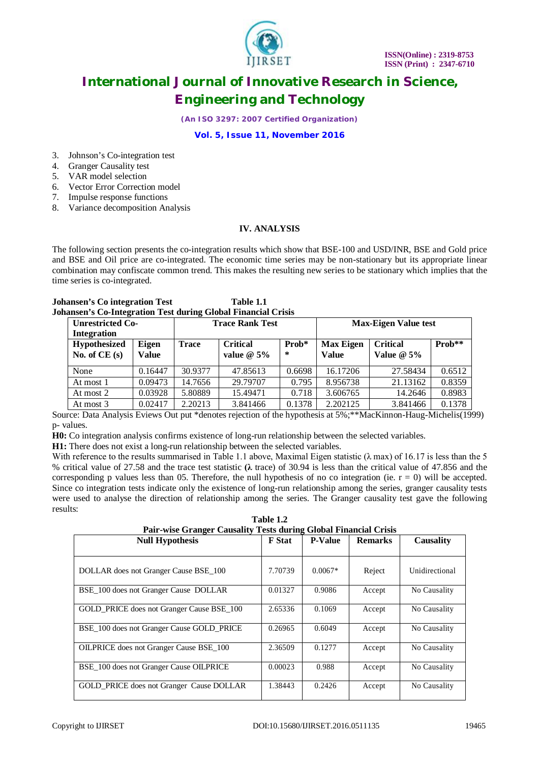3. Johnson's Co-integration test
4. Granger Causality test
5. VAR model selection
6. Vector Error Correction model
7. Impulse response functions
8. Variance decomposition Analysis

## IV. ANALYSIS

The following section presents the co-integration results which show that BSE-100 and USD/INR, BSE and Gold price and BSE and Oil price are co-integrated. The economic time series may be non-stationary but its appropriate linear combination may confiscate common trend. This makes the resulting new series to be stationary which implies that the time series is co-integrated.

**Johansen's Co integration Test** **Table 1.1**

**Johansen's Co-Integration Test during Global Financial Crisis**

| **Unrestricted Co-Integration** | | **Trace Rank Test** | | | **Max-Eigen Value test** | | |
|---|---|---|---|---|---|---|---|
| **Hypothesized No. of CE (s)** | **Eigen Value** | **Trace** | **Critical value @ 5%** | **Prob\*\*** | **Max Eigen Value** | **Critical Value @ 5%** | **Prob\*\*** |
| None | 0.16447 | 30.9377 | 47.85613 | 0.6698 | 16.17206 | 27.58434 | 0.6512 |
| At most 1 | 0.09473 | 14.7656 | 29.79707 | 0.795 | 8.956738 | 21.13162 | 0.8359 |
| At most 2 | 0.03928 | 5.80889 | 15.49471 | 0.718 | 3.606765 | 14.2646 | 0.8983 |
| At most 3 | 0.02417 | 2.20213 | 3.841466 | 0.1378 | 2.202125 | 3.841466 | 0.1378 |

Source: Data Analysis Eviews Out put *denotes rejection of the hypothesis at 5%;**MacKinnon-Haug-Michelis(1999) p- values.

**H0:** Co integration analysis confirms existence of long-run relationship between the selected variables.

**H1:** There does not exist a long-run relationship between the selected variables.

With reference to the results summarised in Table 1.1 above, Maximal Eigen statistic ($\lambda$ max) of 16.17 is less than the 5 % critical value of 27.58 and the trace test statistic **(**$\lambda$ trace) of 30.94 is less than the critical value of 47.856 and the corresponding p values less than 05. Therefore, the null hypothesis of no co integration (ie. $r = 0$) will be accepted. Since co integration tests indicate only the existence of long-run relationship among the series, granger causality tests were used to analyse the direction of relationship among the series. The Granger causality test gave the following results:

**Table 1.2**

**Pair-wise Granger Causality Tests during Global Financial Crisis**

| **Null Hypothesis** | **F Stat** | **P-Value** | **Remarks** | **Causality** |
|---|---|---|---|---|
| DOLLAR does not Granger Cause BSE_100 | 7.70739 | 0.0067* | Reject | Unidirectional |
| BSE_100 does not Granger Cause DOLLAR | 0.01327 | 0.9086 | Accept | No Causality |
| GOLD_PRICE does not Granger Cause BSE_100 | 2.65336 | 0.1069 | Accept | No Causality |
| BSE_100 does not Granger Cause GOLD_PRICE | 0.26965 | 0.6049 | Accept | No Causality |
| OILPRICE does not Granger Cause BSE_100 | 2.36509 | 0.1277 | Accept | No Causality |
| BSE_100 does not Granger Cause OILPRICE | 0.00023 | 0.988 | Accept | No Causality |
| GOLD_PRICE does not Granger Cause DOLLAR | 1.38443 | 0.2426 | Accept | No Causality |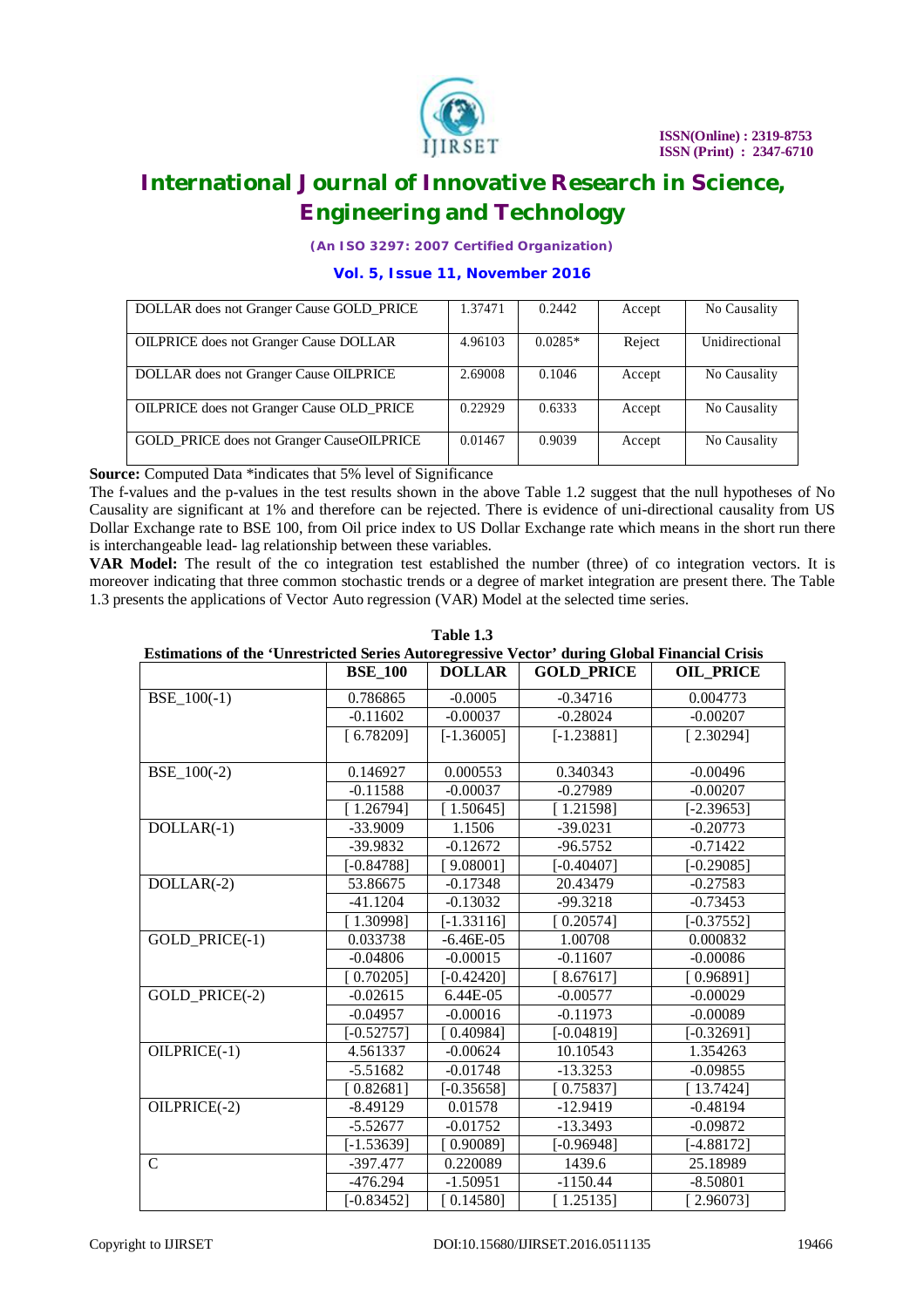| | | | | |
|---|---|---|---|---|
| DOLLAR does not Granger Cause GOLD_PRICE | 1.37471 | 0.2442 | Accept | No Causality |
| OILPRICE does not Granger Cause DOLLAR | 4.96103 | 0.0285* | Reject | Unidirectional |
| DOLLAR does not Granger Cause OILPRICE | 2.69008 | 0.1046 | Accept | No Causality |
| OILPRICE does not Granger Cause OLD_PRICE | 0.22929 | 0.6333 | Accept | No Causality |
| GOLD_PRICE does not Granger CauseOILPRICE | 0.01467 | 0.9039 | Accept | No Causality |

**Source:** Computed Data *indicates that 5% level of Significance

The f-values and the p-values in the test results shown in the above Table 1.2 suggest that the null hypotheses of No Causality are significant at 1% and therefore can be rejected. There is evidence of uni-directional causality from US Dollar Exchange rate to BSE 100, from Oil price index to US Dollar Exchange rate which means in the short run there is interchangeable lead- lag relationship between these variables.

**VAR Model:** The result of the co integration test established the number (three) of co integration vectors. It is moreover indicating that three common stochastic trends or a degree of market integration are present there. The Table 1.3 presents the applications of Vector Auto regression (VAR) Model at the selected time series.

**Table 1.3**

**Estimations of the 'Unrestricted Series Autoregressive Vector' during Global Financial Crisis**

| | BSE_100 | DOLLAR | GOLD_PRICE | OIL_PRICE |
|---|---|---|---|---|
| BSE_100(-1) | 0.786865 | -0.0005 | -0.34716 | 0.004773 |
| | -0.11602 | -0.00037 | -0.28024 | -0.00207 |
| | [ 6.78209] | [-1.36005] | [-1.23881] | [ 2.30294] |
| BSE_100(-2) | 0.146927 | 0.000553 | 0.340343 | -0.00496 |
| | -0.11588 | -0.00037 | -0.27989 | -0.00207 |
| | [ 1.26794] | [ 1.50645] | [ 1.21598] | [-2.39653] |
| DOLLAR(-1) | -33.9009 | 1.1506 | -39.0231 | -0.20773 |
| | -39.9832 | -0.12672 | -96.5752 | -0.71422 |
| | [-0.84788] | [ 9.08001] | [-0.40407] | [-0.29085] |
| DOLLAR(-2) | 53.86675 | -0.17348 | 20.43479 | -0.27583 |
| | -41.1204 | -0.13032 | -99.3218 | -0.73453 |
| | [ 1.30998] | [-1.33116] | [ 0.20574] | [-0.37552] |
| GOLD_PRICE(-1) | 0.033738 | -6.46E-05 | 1.00708 | 0.000832 |
| | -0.04806 | -0.00015 | -0.11607 | -0.00086 |
| | [ 0.70205] | [-0.42420] | [ 8.67617] | [ 0.96891] |
| GOLD_PRICE(-2) | -0.02615 | 6.44E-05 | -0.00577 | -0.00029 |
| | -0.04957 | -0.00016 | -0.11973 | -0.00089 |
| | [-0.52757] | [ 0.40984] | [-0.04819] | [-0.32691] |
| OILPRICE(-1) | 4.561337 | -0.00624 | 10.10543 | 1.354263 |
| | -5.51682 | -0.01748 | -13.3253 | -0.09855 |
| | [ 0.82681] | [-0.35658] | [ 0.75837] | [ 13.7424] |
| OILPRICE(-2) | -8.49129 | 0.01578 | -12.9419 | -0.48194 |
| | -5.52677 | -0.01752 | -13.3493 | -0.09872 |
| | [-1.53639] | [ 0.90089] | [-0.96948] | [-4.88172] |
| C | -397.477 | 0.220089 | 1439.6 | 25.18989 |
| | -476.294 | -1.50951 | -1150.44 | -8.50801 |
| | [-0.83452] | [ 0.14580] | [ 1.25135] | [ 2.96073] |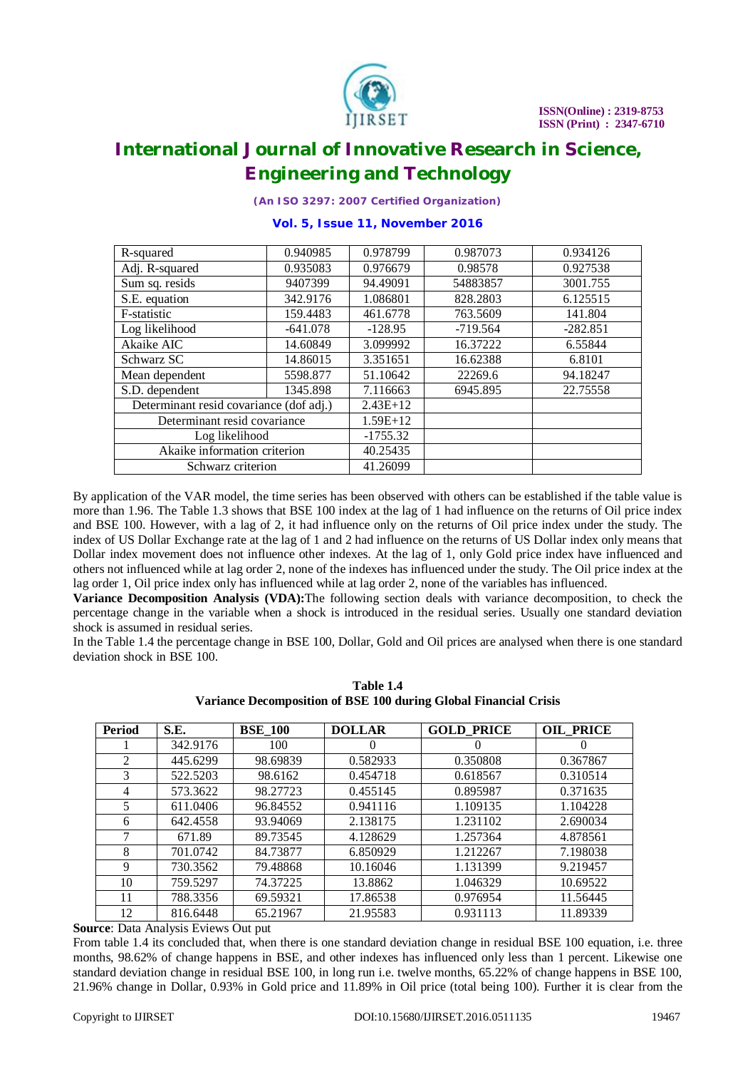| R-squared | 0.940985 | 0.978799 | 0.987073 | 0.934126 |
|---|---|---|---|---|
| Adj. R-squared | 0.935083 | 0.976679 | 0.98578 | 0.927538 |
| Sum sq. resids | 9407399 | 94.49091 | 54883857 | 3001.755 |
| S.E. equation | 342.9176 | 1.086801 | 828.2803 | 6.125515 |
| F-statistic | 159.4483 | 461.6778 | 763.5609 | 141.804 |
| Log likelihood | -641.078 | -128.95 | -719.564 | -282.851 |
| Akaike AIC | 14.60849 | 3.099992 | 16.37222 | 6.55844 |
| Schwarz SC | 14.86015 | 3.351651 | 16.62388 | 6.8101 |
| Mean dependent | 5598.877 | 51.10642 | 22269.6 | 94.18247 |
| S.D. dependent | 1345.898 | 7.116663 | 6945.895 | 22.75558 |
| Determinant resid covariance (dof adj.) | | 2.43E+12 | | |
| Determinant resid covariance | | 1.59E+12 | | |
| Log likelihood | | -1755.32 | | |
| Akaike information criterion | | 40.25435 | | |
| Schwarz criterion | | 41.26099 | | |

By application of the VAR model, the time series has been observed with others can be established if the table value is more than 1.96. The Table 1.3 shows that BSE 100 index at the lag of 1 had influence on the returns of Oil price index and BSE 100. However, with a lag of 2, it had influence only on the returns of Oil price index under the study. The index of US Dollar Exchange rate at the lag of 1 and 2 had influence on the returns of US Dollar index only means that Dollar index movement does not influence other indexes. At the lag of 1, only Gold price index have influenced and others not influenced while at lag order 2, none of the indexes has influenced under the study. The Oil price index at the lag order 1, Oil price index only has influenced while at lag order 2, none of the variables has influenced.

**Variance Decomposition Analysis (VDA):**The following section deals with variance decomposition, to check the percentage change in the variable when a shock is introduced in the residual series. Usually one standard deviation shock is assumed in residual series.

In the Table 1.4 the percentage change in BSE 100, Dollar, Gold and Oil prices are analysed when there is one standard deviation shock in BSE 100.

**Table 1.4**
**Variance Decomposition of BSE 100 during Global Financial Crisis**

| Period | S.E. | BSE_100 | DOLLAR | GOLD_PRICE | OIL_PRICE |
|---|---|---|---|---|---|
| 1 | 342.9176 | 100 | 0 | 0 | 0 |
| 2 | 445.6299 | 98.69839 | 0.582933 | 0.350808 | 0.367867 |
| 3 | 522.5203 | 98.6162 | 0.454718 | 0.618567 | 0.310514 |
| 4 | 573.3622 | 98.27723 | 0.455145 | 0.895987 | 0.371635 |
| 5 | 611.0406 | 96.84552 | 0.941116 | 1.109135 | 1.104228 |
| 6 | 642.4558 | 93.94069 | 2.138175 | 1.231102 | 2.690034 |
| 7 | 671.89 | 89.73545 | 4.128629 | 1.257364 | 4.878561 |
| 8 | 701.0742 | 84.73877 | 6.850929 | 1.212267 | 7.198038 |
| 9 | 730.3562 | 79.48868 | 10.16046 | 1.131399 | 9.219457 |
| 10 | 759.5297 | 74.37225 | 13.8862 | 1.046329 | 10.69522 |
| 11 | 788.3356 | 69.59321 | 17.86538 | 0.976954 | 11.56445 |
| 12 | 816.6448 | 65.21967 | 21.95583 | 0.931113 | 11.89339 |

**Source**: Data Analysis Eviews Out put

From table 1.4 its concluded that, when there is one standard deviation change in residual BSE 100 equation, i.e. three months, 98.62% of change happens in BSE, and other indexes has influenced only less than 1 percent. Likewise one standard deviation change in residual BSE 100, in long run i.e. twelve months, 65.22% of change happens in BSE 100, 21.96% change in Dollar, 0.93% in Gold price and 11.89% in Oil price (total being 100). Further it is clear from the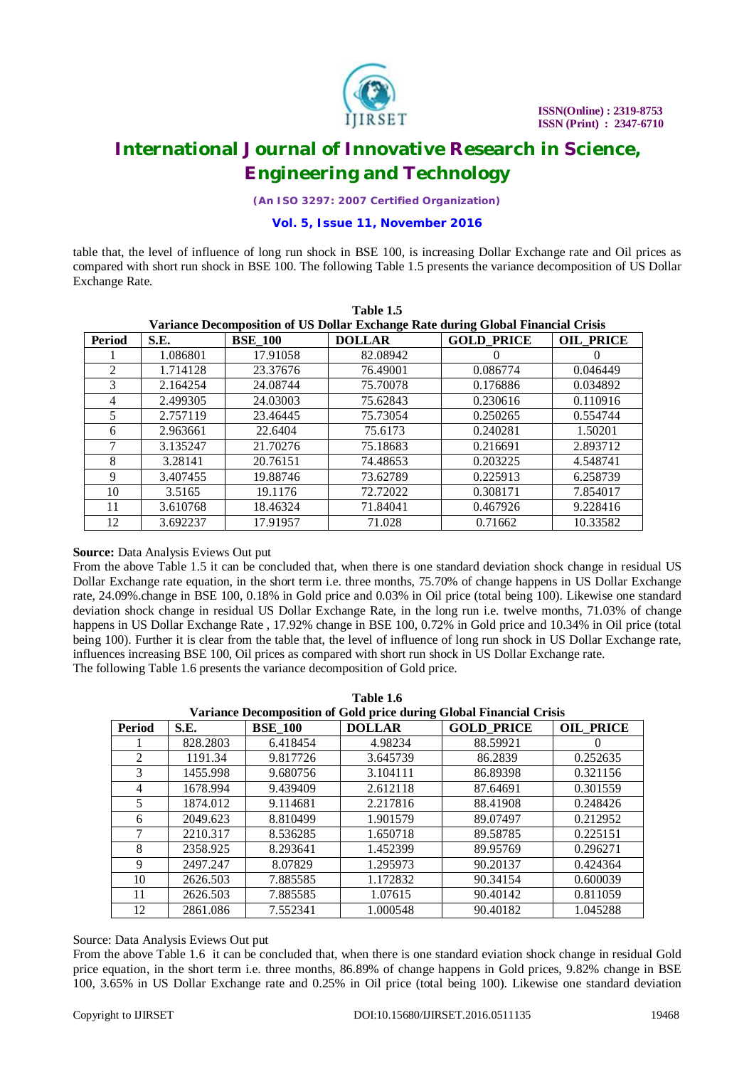table that, the level of influence of long run shock in BSE 100, is increasing Dollar Exchange rate and Oil prices as compared with short run shock in BSE 100. The following Table 1.5 presents the variance decomposition of US Dollar Exchange Rate.

**Table 1.5**
**Variance Decomposition of US Dollar Exchange Rate during Global Financial Crisis**

| Period | S.E. | BSE_100 | DOLLAR | GOLD_PRICE | OIL_PRICE |
|---|---|---|---|---|---|
| 1 | 1.086801 | 17.91058 | 82.08942 | 0 | 0 |
| 2 | 1.714128 | 23.37676 | 76.49001 | 0.086774 | 0.046449 |
| 3 | 2.164254 | 24.08744 | 75.70078 | 0.176886 | 0.034892 |
| 4 | 2.499305 | 24.03003 | 75.62843 | 0.230616 | 0.110916 |
| 5 | 2.757119 | 23.46445 | 75.73054 | 0.250265 | 0.554744 |
| 6 | 2.963661 | 22.6404 | 75.6173 | 0.240281 | 1.50201 |
| 7 | 3.135247 | 21.70276 | 75.18683 | 0.216691 | 2.893712 |
| 8 | 3.28141 | 20.76151 | 74.48653 | 0.203225 | 4.548741 |
| 9 | 3.407455 | 19.88746 | 73.62789 | 0.225913 | 6.258739 |
| 10 | 3.5165 | 19.1176 | 72.72022 | 0.308171 | 7.854017 |
| 11 | 3.610768 | 18.46324 | 71.84041 | 0.467926 | 9.228416 |
| 12 | 3.692237 | 17.91957 | 71.028 | 0.71662 | 10.33582 |

**Source:** Data Analysis Eviews Out put

From the above Table 1.5 it can be concluded that, when there is one standard deviation shock change in residual US Dollar Exchange rate equation, in the short term i.e. three months, 75.70% of change happens in US Dollar Exchange rate, 24.09%.change in BSE 100, 0.18% in Gold price and 0.03% in Oil price (total being 100). Likewise one standard deviation shock change in residual US Dollar Exchange Rate, in the long run i.e. twelve months, 71.03% of change happens in US Dollar Exchange Rate , 17.92% change in BSE 100, 0.72% in Gold price and 10.34% in Oil price (total being 100). Further it is clear from the table that, the level of influence of long run shock in US Dollar Exchange rate, influences increasing BSE 100, Oil prices as compared with short run shock in US Dollar Exchange rate.

The following Table 1.6 presents the variance decomposition of Gold price.

**Table 1.6**
**Variance Decomposition of Gold price during Global Financial Crisis**

| Period | S.E. | BSE_100 | DOLLAR | GOLD_PRICE | OIL_PRICE |
|---|---|---|---|---|---|
| 1 | 828.2803 | 6.418454 | 4.98234 | 88.59921 | 0 |
| 2 | 1191.34 | 9.817726 | 3.645739 | 86.2839 | 0.252635 |
| 3 | 1455.998 | 9.680756 | 3.104111 | 86.89398 | 0.321156 |
| 4 | 1678.994 | 9.439409 | 2.612118 | 87.64691 | 0.301559 |
| 5 | 1874.012 | 9.114681 | 2.217816 | 88.41908 | 0.248426 |
| 6 | 2049.623 | 8.810499 | 1.901579 | 89.07497 | 0.212952 |
| 7 | 2210.317 | 8.536285 | 1.650718 | 89.58785 | 0.225151 |
| 8 | 2358.925 | 8.293641 | 1.452399 | 89.95769 | 0.296271 |
| 9 | 2497.247 | 8.07829 | 1.295973 | 90.20137 | 0.424364 |
| 10 | 2626.503 | 7.885585 | 1.172832 | 90.34154 | 0.600039 |
| 11 | 2626.503 | 7.885585 | 1.07615 | 90.40142 | 0.811059 |
| 12 | 2861.086 | 7.552341 | 1.000548 | 90.40182 | 1.045288 |

Source: Data Analysis Eviews Out put

From the above Table 1.6 it can be concluded that, when there is one standard eviation shock change in residual Gold price equation, in the short term i.e. three months, 86.89% of change happens in Gold prices, 9.82% change in BSE 100, 3.65% in US Dollar Exchange rate and 0.25% in Oil price (total being 100). Likewise one standard deviation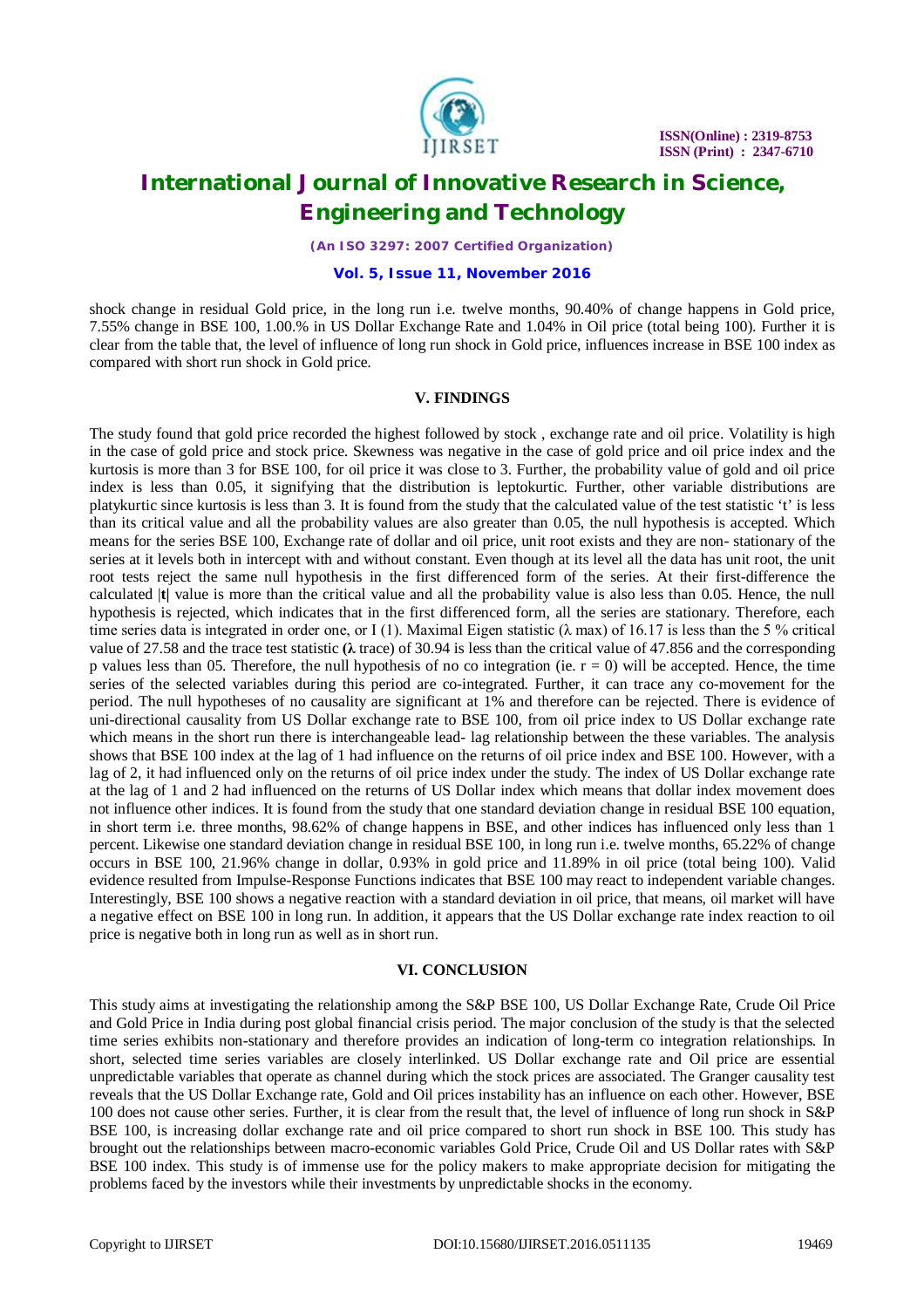shock change in residual Gold price, in the long run i.e. twelve months, 90.40% of change happens in Gold price, 7.55% change in BSE 100, 1.00.% in US Dollar Exchange Rate and 1.04% in Oil price (total being 100). Further it is clear from the table that, the level of influence of long run shock in Gold price, influences increase in BSE 100 index as compared with short run shock in Gold price.

## V. FINDINGS

The study found that gold price recorded the highest followed by stock , exchange rate and oil price. Volatility is high in the case of gold price and stock price. Skewness was negative in the case of gold price and oil price index and the kurtosis is more than 3 for BSE 100, for oil price it was close to 3. Further, the probability value of gold and oil price index is less than 0.05, it signifying that the distribution is leptokurtic. Further, other variable distributions are platykurtic since kurtosis is less than 3. It is found from the study that the calculated value of the test statistic 't' is less than its critical value and all the probability values are also greater than 0.05, the null hypothesis is accepted. Which means for the series BSE 100, Exchange rate of dollar and oil price, unit root exists and they are non- stationary of the series at it levels both in intercept with and without constant. Even though at its level all the data has unit root, the unit root tests reject the same null hypothesis in the first differenced form of the series. At their first-difference the calculated |**t**| value is more than the critical value and all the probability value is also less than 0.05. Hence, the null hypothesis is rejected, which indicates that in the first differenced form, all the series are stationary. Therefore, each time series data is integrated in order one, or I (1). Maximal Eigen statistic ($\lambda$ max) of 16.17 is less than the 5 % critical value of 27.58 and the trace test statistic **($\lambda$** trace) of 30.94 is less than the critical value of 47.856 and the corresponding p values less than 05. Therefore, the null hypothesis of no co integration (ie. $r = 0$) will be accepted. Hence, the time series of the selected variables during this period are co-integrated. Further, it can trace any co-movement for the period. The null hypotheses of no causality are significant at 1% and therefore can be rejected. There is evidence of uni-directional causality from US Dollar exchange rate to BSE 100, from oil price index to US Dollar exchange rate which means in the short run there is interchangeable lead- lag relationship between the these variables. The analysis shows that BSE 100 index at the lag of 1 had influence on the returns of oil price index and BSE 100. However, with a lag of 2, it had influenced only on the returns of oil price index under the study. The index of US Dollar exchange rate at the lag of 1 and 2 had influenced on the returns of US Dollar index which means that dollar index movement does not influence other indices. It is found from the study that one standard deviation change in residual BSE 100 equation, in short term i.e. three months, 98.62% of change happens in BSE, and other indices has influenced only less than 1 percent. Likewise one standard deviation change in residual BSE 100, in long run i.e. twelve months, 65.22% of change occurs in BSE 100, 21.96% change in dollar, 0.93% in gold price and 11.89% in oil price (total being 100). Valid evidence resulted from Impulse-Response Functions indicates that BSE 100 may react to independent variable changes. Interestingly, BSE 100 shows a negative reaction with a standard deviation in oil price, that means, oil market will have a negative effect on BSE 100 in long run. In addition, it appears that the US Dollar exchange rate index reaction to oil price is negative both in long run as well as in short run.

## VI. CONCLUSION

This study aims at investigating the relationship among the S&P BSE 100, US Dollar Exchange Rate, Crude Oil Price and Gold Price in India during post global financial crisis period. The major conclusion of the study is that the selected time series exhibits non-stationary and therefore provides an indication of long-term co integration relationships. In short, selected time series variables are closely interlinked. US Dollar exchange rate and Oil price are essential unpredictable variables that operate as channel during which the stock prices are associated. The Granger causality test reveals that the US Dollar Exchange rate, Gold and Oil prices instability has an influence on each other. However, BSE 100 does not cause other series. Further, it is clear from the result that, the level of influence of long run shock in S&P BSE 100, is increasing dollar exchange rate and oil price compared to short run shock in BSE 100. This study has brought out the relationships between macro-economic variables Gold Price, Crude Oil and US Dollar rates with S&P BSE 100 index. This study is of immense use for the policy makers to make appropriate decision for mitigating the problems faced by the investors while their investments by unpredictable shocks in the economy.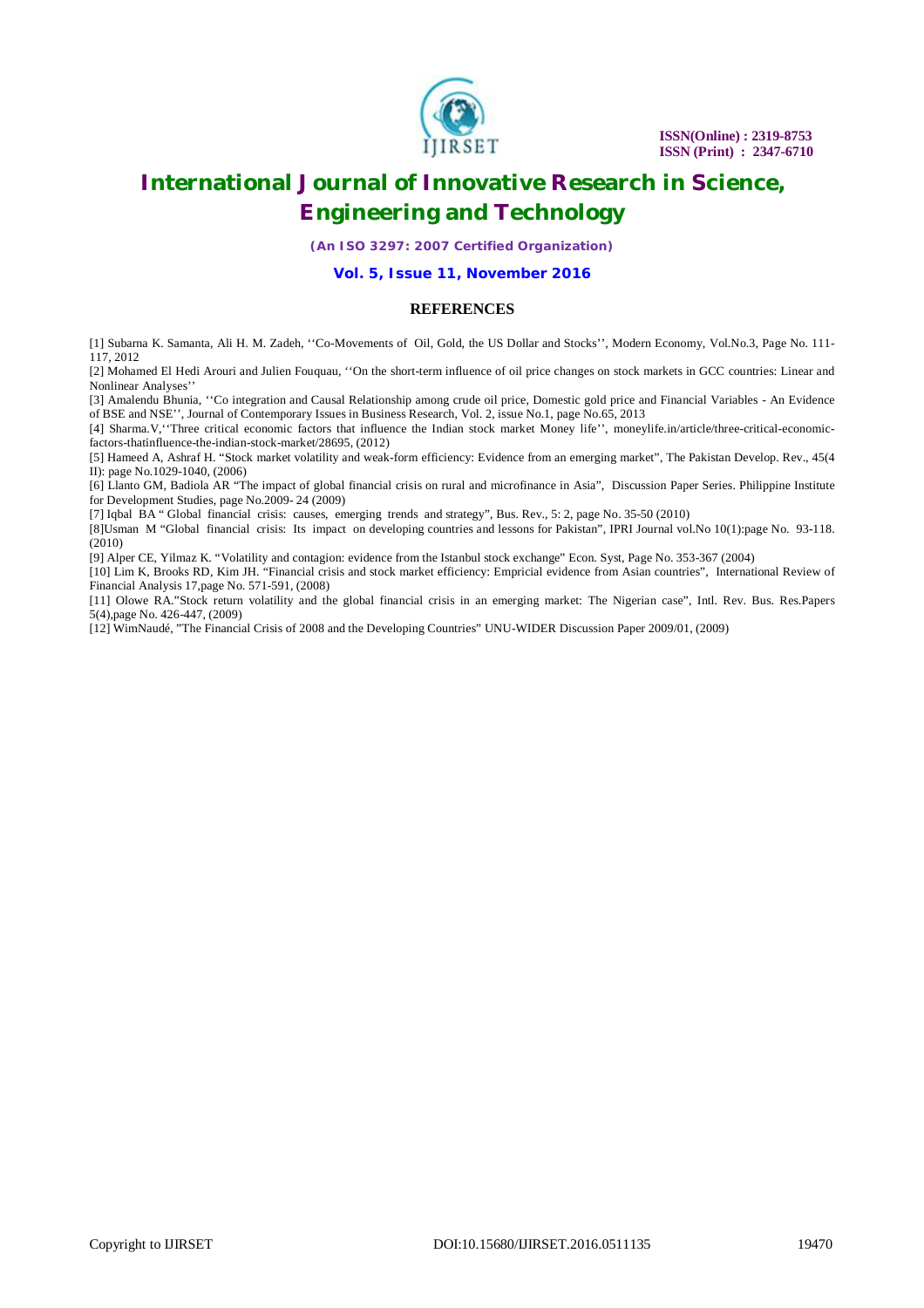## REFERENCES

[1] Subarna K. Samanta, Ali H. M. Zadeh, ''Co-Movements of Oil, Gold, the US Dollar and Stocks'', Modern Economy, Vol.No.3, Page No. 111-117, 2012

[2] Mohamed El Hedi Arouri and Julien Fouquau, ''On the short-term influence of oil price changes on stock markets in GCC countries: Linear and Nonlinear Analyses''

[3] Amalendu Bhunia, ''Co integration and Causal Relationship among crude oil price, Domestic gold price and Financial Variables - An Evidence of BSE and NSE'', Journal of Contemporary Issues in Business Research, Vol. 2, issue No.1, page No.65, 2013

[4] Sharma.V,''Three critical economic factors that influence the Indian stock market Money life'', moneylife.in/article/three-critical-economic-factors-thatinfluence-the-indian-stock-market/28695, (2012)

[5] Hameed A, Ashraf H. "Stock market volatility and weak-form efficiency: Evidence from an emerging market", The Pakistan Develop. Rev., 45(4 II): page No.1029-1040, (2006)

[6] Llanto GM, Badiola AR "The impact of global financial crisis on rural and microfinance in Asia", Discussion Paper Series. Philippine Institute for Development Studies, page No.2009- 24 (2009)

[7] Iqbal BA " Global financial crisis: causes, emerging trends and strategy", Bus. Rev., 5: 2, page No. 35-50 (2010)

[8]Usman M "Global financial crisis: Its impact on developing countries and lessons for Pakistan", IPRI Journal vol.No 10(1):page No. 93-118. (2010)

[9] Alper CE, Yilmaz K. "Volatility and contagion: evidence from the Istanbul stock exchange" Econ. Syst, Page No. 353-367 (2004)

[10] Lim K, Brooks RD, Kim JH. "Financial crisis and stock market efficiency: Empricial evidence from Asian countries", International Review of Financial Analysis 17,page No. 571-591, (2008)

[11] Olowe RA."Stock return volatility and the global financial crisis in an emerging market: The Nigerian case", Intl. Rev. Bus. Res.Papers 5(4),page No. 426-447, (2009)

[12] WimNaudé, "The Financial Crisis of 2008 and the Developing Countries" UNU-WIDER Discussion Paper 2009/01, (2009)